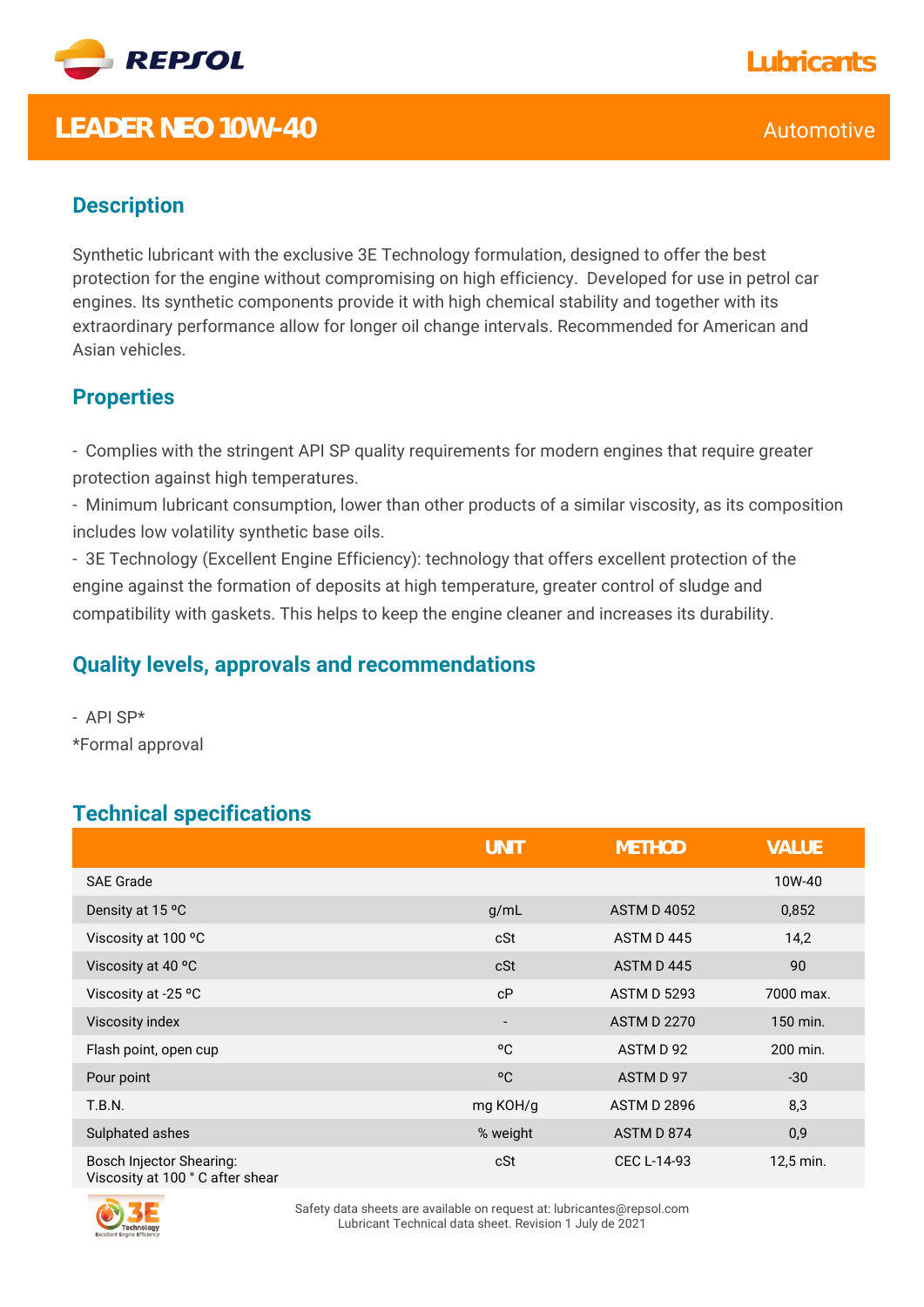# LEADER NEO 10W-40

Automotive

## Description

Synthetic lubricant with the exclusive 3E Technology formulation, designed to offer the best protection for the engine without compromising on high efficiency. Developed for use in petrol car engines. Its synthetic components provide it with high chemical stability and together with its extraordinary performance allow for longer oil change intervals. Recommended for American and Asian vehicles.

## Properties

- Complies with the stringent API SP quality requirements for modern engines that require greater protection against high temperatures.
- Minimum lubricant consumption, lower than other products of a similar viscosity, as its composition includes low volatility synthetic base oils.
- 3E Technology (Excellent Engine Efficiency): technology that offers excellent protection of the engine against the formation of deposits at high temperature, greater control of sludge and compatibility with gaskets. This helps to keep the engine cleaner and increases its durability.

## Quality levels, approvals and recommendations

- API SP*

*Formal approval

## Technical specifications

| | UNIT | METHOD | VALUE |
|---|---|---|---|
| SAE Grade | | | 10W-40 |
| Density at 15 ºC | g/mL | ASTM D 4052 | 0,852 |
| Viscosity at 100 ºC | cSt | ASTM D 445 | 14,2 |
| Viscosity at 40 ºC | cSt | ASTM D 445 | 90 |
| Viscosity at -25 ºC | cP | ASTM D 5293 | 7000 max. |
| Viscosity index | - | ASTM D 2270 | 150 min. |
| Flash point, open cup | ºC | ASTM D 92 | 200 min. |
| Pour point | ºC | ASTM D 97 | -30 |
| T.B.N. | mg KOH/g | ASTM D 2896 | 8,3 |
| Sulphated ashes | % weight | ASTM D 874 | 0,9 |
| Bosch Injector Shearing: Viscosity at 100 ° C after shear | cSt | CEC L-14-93 | 12,5 min. |

Safety data sheets are available on request at: lubricantes@repsol.com
Lubricant Technical data sheet. Revision 1 July de 2021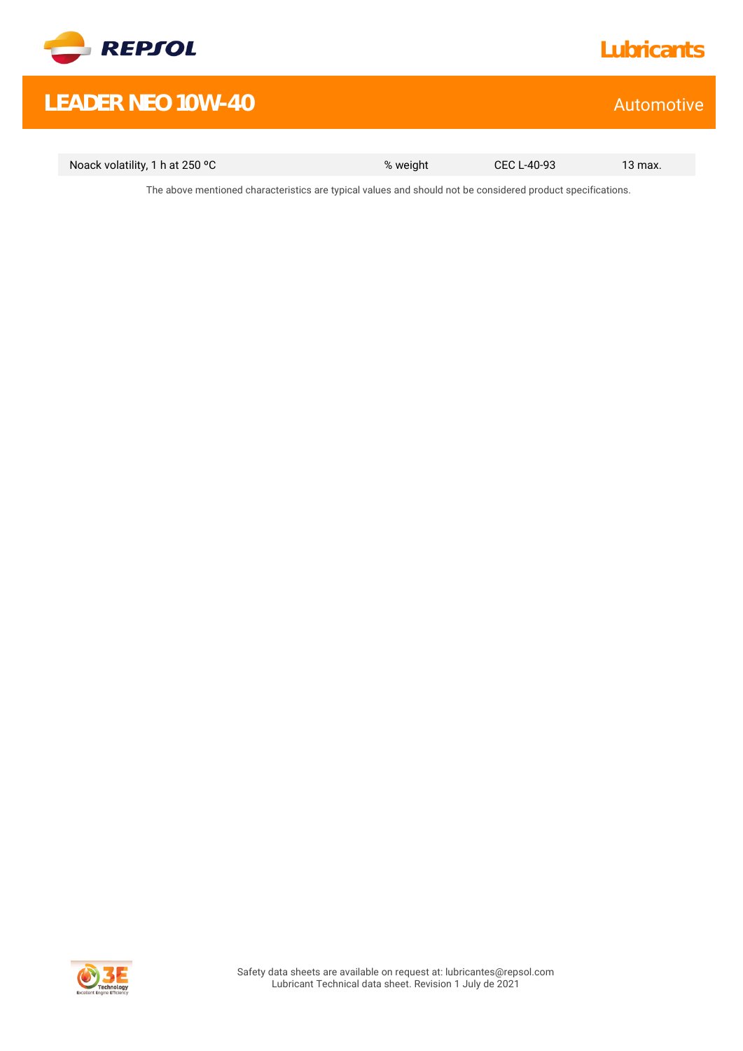| | | | |
|---|---|---|---|
| Noack volatility, 1 h at 250 ºC | % weight | CEC L-40-93 | 13 max. |

The above mentioned characteristics are typical values and should not be considered product specifications.

Safety data sheets are available on request at: lubricantes@repsol.com
Lubricant Technical data sheet. Revision 1 July de 2021